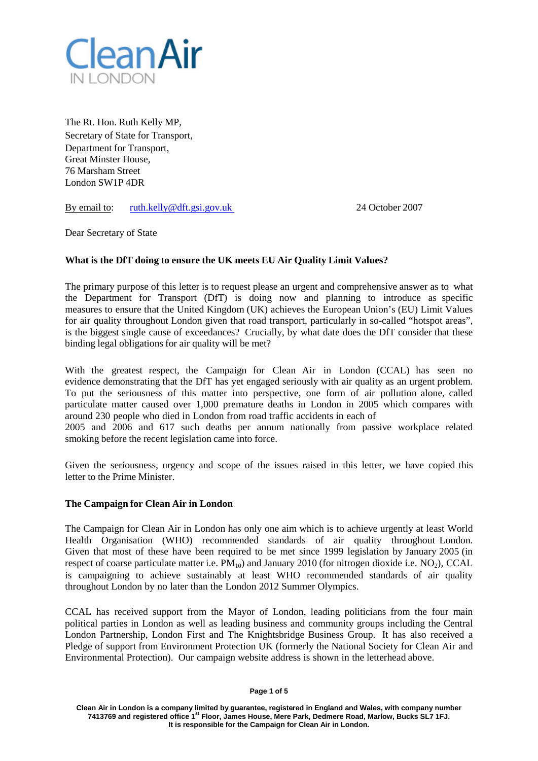Clean Air
IN LONDON

The Rt. Hon. Ruth Kelly MP,
Secretary of State for Transport,
Department for Transport,
Great Minster House,
76 Marsham Street
London SW1P 4DR

By email to: ruth.kelly@dft.gsi.gov.uk 24 October 2007

Dear Secretary of State

**What is the DfT doing to ensure the UK meets EU Air Quality Limit Values?**

The primary purpose of this letter is to request please an urgent and comprehensive answer as to what the Department for Transport (DfT) is doing now and planning to introduce as specific measures to ensure that the United Kingdom (UK) achieves the European Union's (EU) Limit Values for air quality throughout London given that road transport, particularly in so-called "hotspot areas", is the biggest single cause of exceedances? Crucially, by what date does the DfT consider that these binding legal obligations for air quality will be met?

With the greatest respect, the Campaign for Clean Air in London (CCAL) has seen no evidence demonstrating that the DfT has yet engaged seriously with air quality as an urgent problem. To put the seriousness of this matter into perspective, one form of air pollution alone, called particulate matter caused over 1,000 premature deaths in London in 2005 which compares with around 230 people who died in London from road traffic accidents in each of 2005 and 2006 and 617 such deaths per annum nationally from passive workplace related smoking before the recent legislation came into force.

Given the seriousness, urgency and scope of the issues raised in this letter, we have copied this letter to the Prime Minister.

**The Campaign for Clean Air in London**

The Campaign for Clean Air in London has only one aim which is to achieve urgently at least World Health Organisation (WHO) recommended standards of air quality throughout London. Given that most of these have been required to be met since 1999 legislation by January 2005 (in respect of coarse particulate matter i.e. $PM_{10}$) and January 2010 (for nitrogen dioxide i.e. $NO_2$), CCAL is campaigning to achieve sustainably at least WHO recommended standards of air quality throughout London by no later than the London 2012 Summer Olympics.

CCAL has received support from the Mayor of London, leading politicians from the four main political parties in London as well as leading business and community groups including the Central London Partnership, London First and The Knightsbridge Business Group. It has also received a Pledge of support from Environment Protection UK (formerly the National Society for Clean Air and Environmental Protection). Our campaign website address is shown in the letterhead above.

**Clean Air in London is a company limited by guarantee, registered in England and Wales, with company number 7413769 and registered office 1st Floor, James House, Mere Park, Dedmere Road, Marlow, Bucks SL7 1FJ. It is responsible for the Campaign for Clean Air in London.**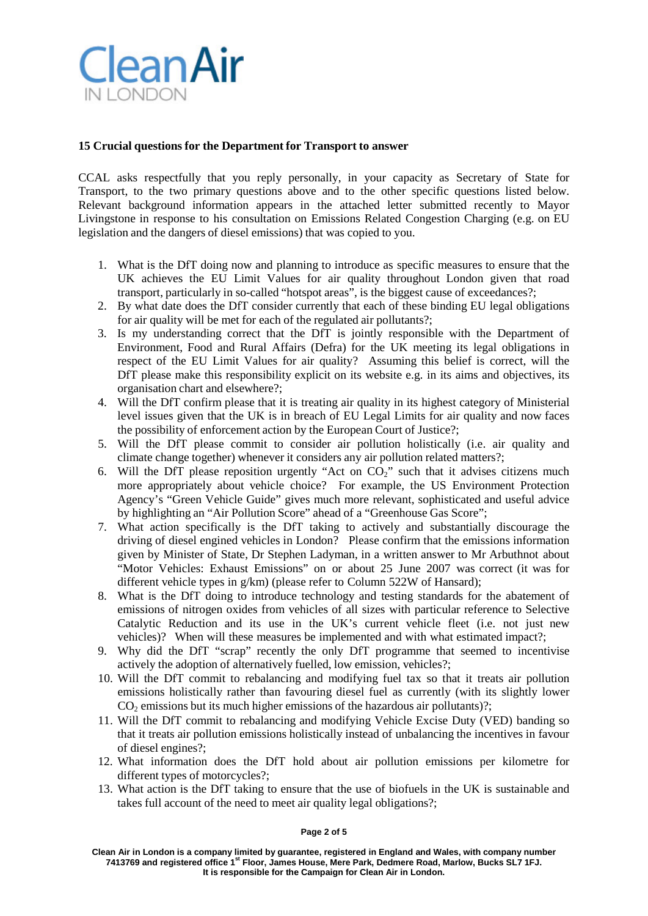Clean Air IN LONDON

**15 Crucial questions for the Department for Transport to answer**

CCAL asks respectfully that you reply personally, in your capacity as Secretary of State for Transport, to the two primary questions above and to the other specific questions listed below. Relevant background information appears in the attached letter submitted recently to Mayor Livingstone in response to his consultation on Emissions Related Congestion Charging (e.g. on EU legislation and the dangers of diesel emissions) that was copied to you.

1. What is the DfT doing now and planning to introduce as specific measures to ensure that the UK achieves the EU Limit Values for air quality throughout London given that road transport, particularly in so-called "hotspot areas", is the biggest cause of exceedances?;
2. By what date does the DfT consider currently that each of these binding EU legal obligations for air quality will be met for each of the regulated air pollutants?;
3. Is my understanding correct that the DfT is jointly responsible with the Department of Environment, Food and Rural Affairs (Defra) for the UK meeting its legal obligations in respect of the EU Limit Values for air quality? Assuming this belief is correct, will the DfT please make this responsibility explicit on its website e.g. in its aims and objectives, its organisation chart and elsewhere?;
4. Will the DfT confirm please that it is treating air quality in its highest category of Ministerial level issues given that the UK is in breach of EU Legal Limits for air quality and now faces the possibility of enforcement action by the European Court of Justice?;
5. Will the DfT please commit to consider air pollution holistically (i.e. air quality and climate change together) whenever it considers any air pollution related matters?;
6. Will the DfT please reposition urgently "Act on $CO_2$" such that it advises citizens much more appropriately about vehicle choice? For example, the US Environment Protection Agency's "Green Vehicle Guide" gives much more relevant, sophisticated and useful advice by highlighting an "Air Pollution Score" ahead of a "Greenhouse Gas Score";
7. What action specifically is the DfT taking to actively and substantially discourage the driving of diesel engined vehicles in London? Please confirm that the emissions information given by Minister of State, Dr Stephen Ladyman, in a written answer to Mr Arbuthnot about "Motor Vehicles: Exhaust Emissions" on or about 25 June 2007 was correct (it was for different vehicle types in g/km) (please refer to Column 522W of Hansard);
8. What is the DfT doing to introduce technology and testing standards for the abatement of emissions of nitrogen oxides from vehicles of all sizes with particular reference to Selective Catalytic Reduction and its use in the UK's current vehicle fleet (i.e. not just new vehicles)? When will these measures be implemented and with what estimated impact?;
9. Why did the DfT "scrap" recently the only DfT programme that seemed to incentivise actively the adoption of alternatively fuelled, low emission, vehicles?;
10. Will the DfT commit to rebalancing and modifying fuel tax so that it treats air pollution emissions holistically rather than favouring diesel fuel as currently (with its slightly lower $CO_2$ emissions but its much higher emissions of the hazardous air pollutants)?;
11. Will the DfT commit to rebalancing and modifying Vehicle Excise Duty (VED) banding so that it treats air pollution emissions holistically instead of unbalancing the incentives in favour of diesel engines?;
12. What information does the DfT hold about air pollution emissions per kilometre for different types of motorcycles?;
13. What action is the DfT taking to ensure that the use of biofuels in the UK is sustainable and takes full account of the need to meet air quality legal obligations?;

Clean Air in London is a company limited by guarantee, registered in England and Wales, with company number 7413769 and registered office 1st Floor, James House, Mere Park, Dedmere Road, Marlow, Bucks SL7 1FJ. It is responsible for the Campaign for Clean Air in London.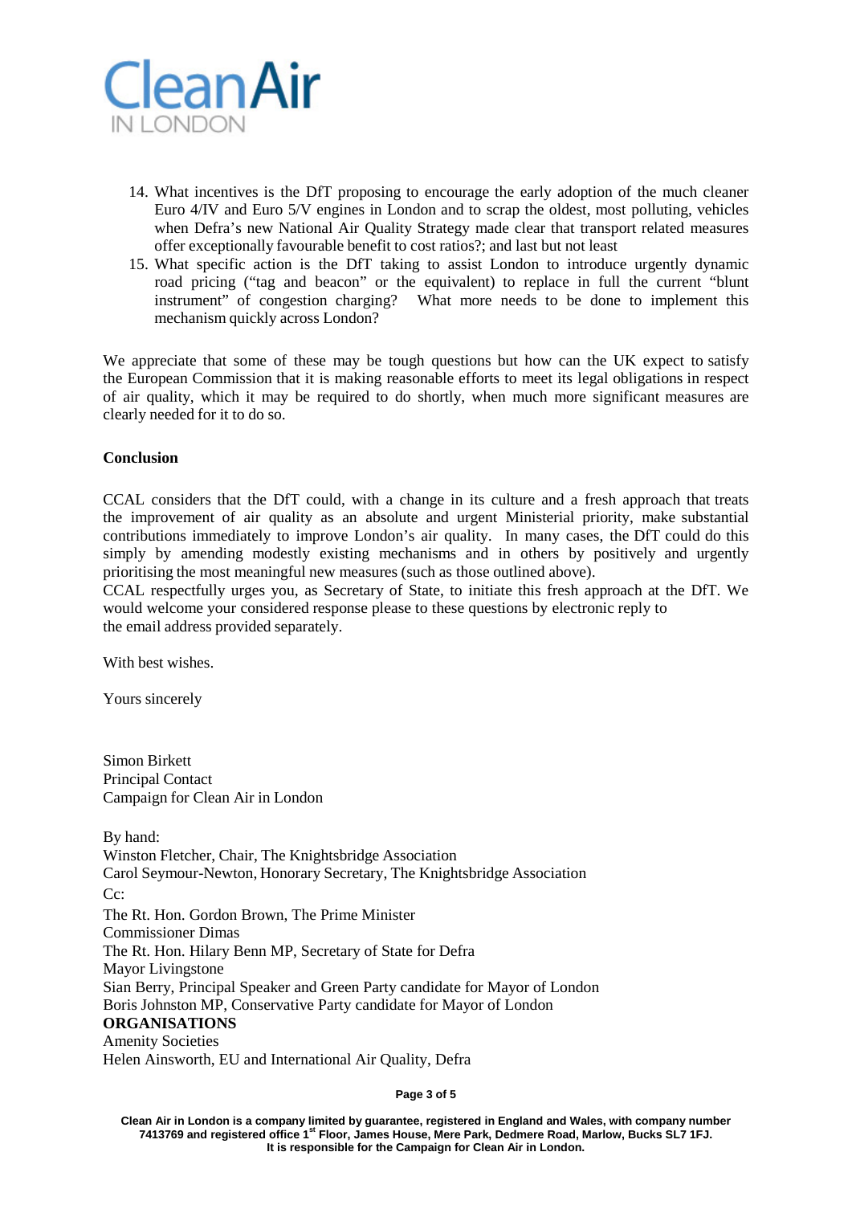14. What incentives is the DfT proposing to encourage the early adoption of the much cleaner Euro 4/IV and Euro 5/V engines in London and to scrap the oldest, most polluting, vehicles when Defra's new National Air Quality Strategy made clear that transport related measures offer exceptionally favourable benefit to cost ratios?; and last but not least
15. What specific action is the DfT taking to assist London to introduce urgently dynamic road pricing ("tag and beacon" or the equivalent) to replace in full the current "blunt instrument" of congestion charging? What more needs to be done to implement this mechanism quickly across London?

We appreciate that some of these may be tough questions but how can the UK expect to satisfy the European Commission that it is making reasonable efforts to meet its legal obligations in respect of air quality, which it may be required to do shortly, when much more significant measures are clearly needed for it to do so.

**Conclusion**

CCAL considers that the DfT could, with a change in its culture and a fresh approach that treats the improvement of air quality as an absolute and urgent Ministerial priority, make substantial contributions immediately to improve London's air quality. In many cases, the DfT could do this simply by amending modestly existing mechanisms and in others by positively and urgently prioritising the most meaningful new measures (such as those outlined above).
CCAL respectfully urges you, as Secretary of State, to initiate this fresh approach at the DfT. We would welcome your considered response please to these questions by electronic reply to the email address provided separately.

With best wishes.

Yours sincerely

Simon Birkett
Principal Contact
Campaign for Clean Air in London

By hand:
Winston Fletcher, Chair, The Knightsbridge Association
Carol Seymour-Newton, Honorary Secretary, The Knightsbridge Association
Cc:
The Rt. Hon. Gordon Brown, The Prime Minister
Commissioner Dimas
The Rt. Hon. Hilary Benn MP, Secretary of State for Defra
Mayor Livingstone
Sian Berry, Principal Speaker and Green Party candidate for Mayor of London
Boris Johnston MP, Conservative Party candidate for Mayor of London
**ORGANISATIONS**
Amenity Societies
Helen Ainsworth, EU and International Air Quality, Defra

**Clean Air in London is a company limited by guarantee, registered in England and Wales, with company number 7413769 and registered office 1st Floor, James House, Mere Park, Dedmere Road, Marlow, Bucks SL7 1FJ. It is responsible for the Campaign for Clean Air in London.**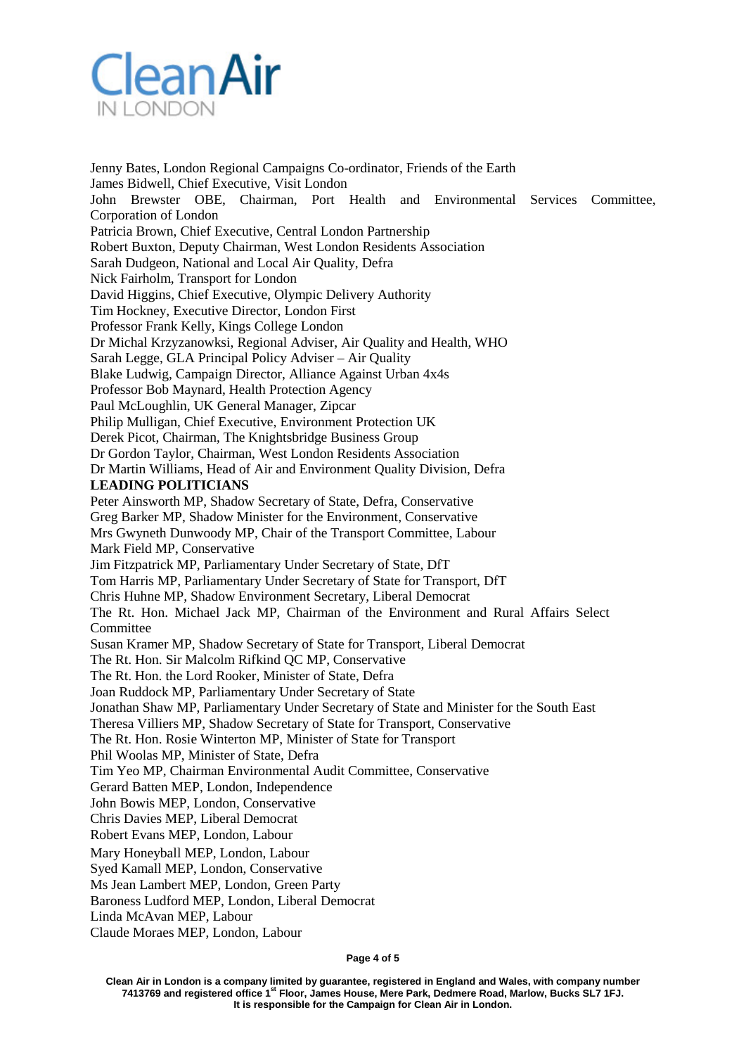Jenny Bates, London Regional Campaigns Co-ordinator, Friends of the Earth

James Bidwell, Chief Executive, Visit London

John Brewster OBE, Chairman, Port Health and Environmental Services Committee, Corporation of London

Patricia Brown, Chief Executive, Central London Partnership

Robert Buxton, Deputy Chairman, West London Residents Association

Sarah Dudgeon, National and Local Air Quality, Defra

Nick Fairholm, Transport for London

David Higgins, Chief Executive, Olympic Delivery Authority

Tim Hockney, Executive Director, London First

Professor Frank Kelly, Kings College London

Dr Michal Krzyzanowksi, Regional Adviser, Air Quality and Health, WHO

Sarah Legge, GLA Principal Policy Adviser – Air Quality

Blake Ludwig, Campaign Director, Alliance Against Urban 4x4s

Professor Bob Maynard, Health Protection Agency

Paul McLoughlin, UK General Manager, Zipcar

Philip Mulligan, Chief Executive, Environment Protection UK

Derek Picot, Chairman, The Knightsbridge Business Group

Dr Gordon Taylor, Chairman, West London Residents Association

Dr Martin Williams, Head of Air and Environment Quality Division, Defra

**LEADING POLITICIANS**

Peter Ainsworth MP, Shadow Secretary of State, Defra, Conservative

Greg Barker MP, Shadow Minister for the Environment, Conservative

Mrs Gwyneth Dunwoody MP, Chair of the Transport Committee, Labour

Mark Field MP, Conservative

Jim Fitzpatrick MP, Parliamentary Under Secretary of State, DfT

Tom Harris MP, Parliamentary Under Secretary of State for Transport, DfT

Chris Huhne MP, Shadow Environment Secretary, Liberal Democrat

The Rt. Hon. Michael Jack MP, Chairman of the Environment and Rural Affairs Select Committee

Susan Kramer MP, Shadow Secretary of State for Transport, Liberal Democrat

The Rt. Hon. Sir Malcolm Rifkind QC MP, Conservative

The Rt. Hon. the Lord Rooker, Minister of State, Defra

Joan Ruddock MP, Parliamentary Under Secretary of State

Jonathan Shaw MP, Parliamentary Under Secretary of State and Minister for the South East

Theresa Villiers MP, Shadow Secretary of State for Transport, Conservative

The Rt. Hon. Rosie Winterton MP, Minister of State for Transport

Phil Woolas MP, Minister of State, Defra

Tim Yeo MP, Chairman Environmental Audit Committee, Conservative

Gerard Batten MEP, London, Independence

John Bowis MEP, London, Conservative

Chris Davies MEP, Liberal Democrat

Robert Evans MEP, London, Labour

Mary Honeyball MEP, London, Labour

Syed Kamall MEP, London, Conservative

Ms Jean Lambert MEP, London, Green Party

Baroness Ludford MEP, London, Liberal Democrat

Linda McAvan MEP, Labour

Claude Moraes MEP, London, Labour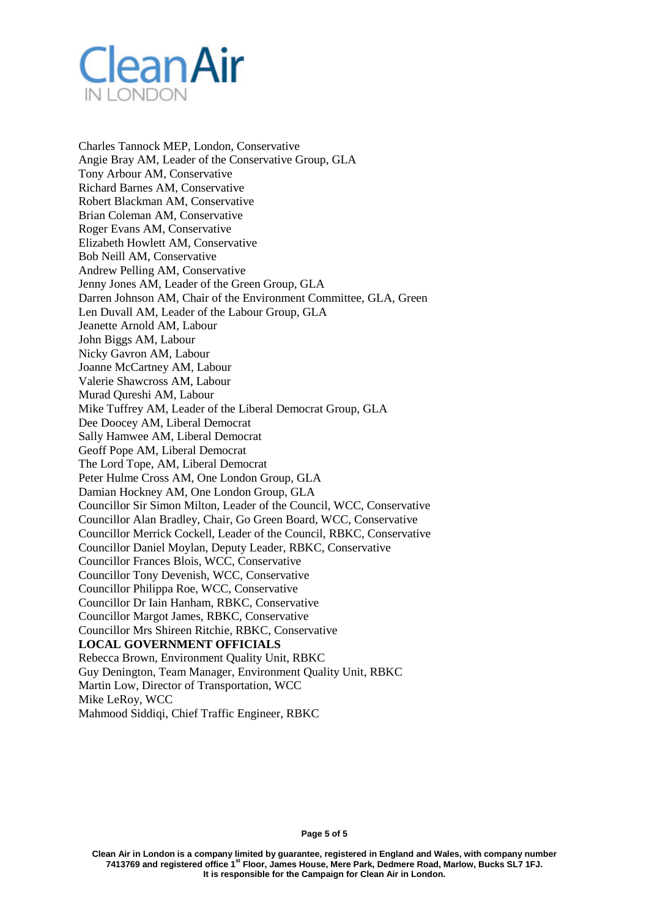Charles Tannock MEP, London, Conservative
Angie Bray AM, Leader of the Conservative Group, GLA
Tony Arbour AM, Conservative
Richard Barnes AM, Conservative
Robert Blackman AM, Conservative
Brian Coleman AM, Conservative
Roger Evans AM, Conservative
Elizabeth Howlett AM, Conservative
Bob Neill AM, Conservative
Andrew Pelling AM, Conservative
Jenny Jones AM, Leader of the Green Group, GLA
Darren Johnson AM, Chair of the Environment Committee, GLA, Green
Len Duvall AM, Leader of the Labour Group, GLA
Jeanette Arnold AM, Labour
John Biggs AM, Labour
Nicky Gavron AM, Labour
Joanne McCartney AM, Labour
Valerie Shawcross AM, Labour
Murad Qureshi AM, Labour
Mike Tuffrey AM, Leader of the Liberal Democrat Group, GLA
Dee Doocey AM, Liberal Democrat
Sally Hamwee AM, Liberal Democrat
Geoff Pope AM, Liberal Democrat
The Lord Tope, AM, Liberal Democrat
Peter Hulme Cross AM, One London Group, GLA
Damian Hockney AM, One London Group, GLA
Councillor Sir Simon Milton, Leader of the Council, WCC, Conservative
Councillor Alan Bradley, Chair, Go Green Board, WCC, Conservative
Councillor Merrick Cockell, Leader of the Council, RBKC, Conservative
Councillor Daniel Moylan, Deputy Leader, RBKC, Conservative
Councillor Frances Blois, WCC, Conservative
Councillor Tony Devenish, WCC, Conservative
Councillor Philippa Roe, WCC, Conservative
Councillor Dr Iain Hanham, RBKC, Conservative
Councillor Margot James, RBKC, Conservative
Councillor Mrs Shireen Ritchie, RBKC, Conservative

**LOCAL GOVERNMENT OFFICIALS**

Rebecca Brown, Environment Quality Unit, RBKC
Guy Denington, Team Manager, Environment Quality Unit, RBKC
Martin Low, Director of Transportation, WCC
Mike LeRoy, WCC
Mahmood Siddiqi, Chief Traffic Engineer, RBKC